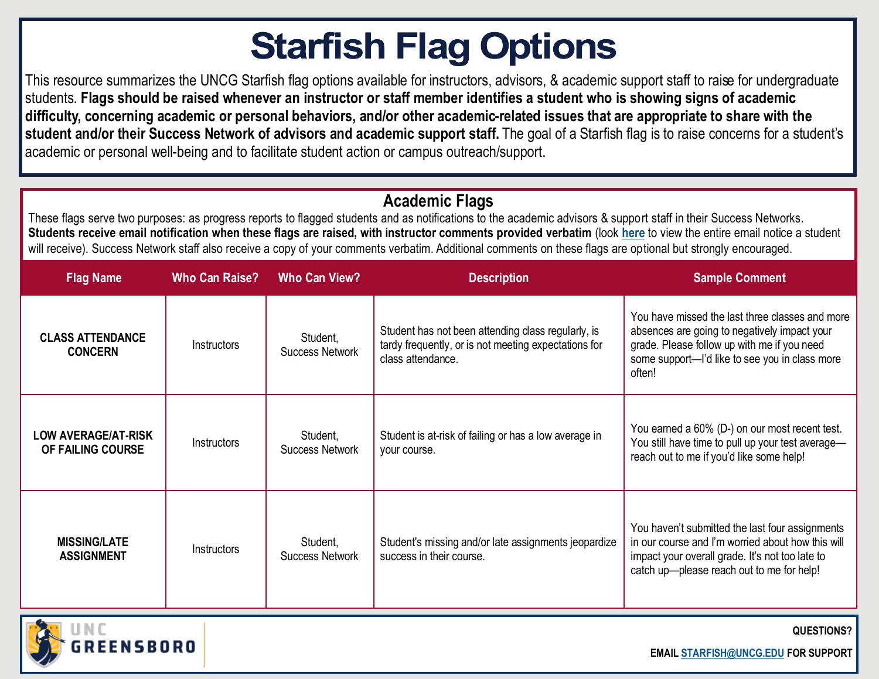# Starfish Flag Options

This resource summarizes the UNCG Starfish flag options available for instructors, advisors, & academic support staff to raise for undergraduate students. **Flags should be raised whenever an instructor or staff member identifies a student who is showing signs of academic difficulty, concerning academic or personal behaviors, and/or other academic-related issues that are appropriate to share with the student and/or their Success Network of advisors and academic support staff.** The goal of a Starfish flag is to raise concerns for a student's academic or personal well-being and to facilitate student action or campus outreach/support.

## Academic Flags

These flags serve two purposes: as progress reports to flagged students and as notifications to the academic advisors & support staff in their Success Networks. **Students receive email notification when these flags are raised, with instructor comments provided verbatim** (look **here** to view the entire email notice a student will receive). Success Network staff also receive a copy of your comments verbatim. Additional comments on these flags are optional but strongly encouraged.

| Flag Name | Who Can Raise? | Who Can View? | Description | Sample Comment |
|---|---|---|---|---|
| **CLASS ATTENDANCE CONCERN** | Instructors | Student, Success Network | Student has not been attending class regularly, is tardy frequently, or is not meeting expectations for class attendance. | You have missed the last three classes and more absences are going to negatively impact your grade. Please follow up with me if you need some support—I'd like to see you in class more often! |
| **LOW AVERAGE/AT-RISK OF FAILING COURSE** | Instructors | Student, Success Network | Student is at-risk of failing or has a low average in your course. | You earned a 60% (D-) on our most recent test. You still have time to pull up your test average—reach out to me if you'd like some help! |
| **MISSING/LATE ASSIGNMENT** | Instructors | Student, Success Network | Student's missing and/or late assignments jeopardize success in their course. | You haven't submitted the last four assignments in our course and I'm worried about how this will impact your overall grade. It's not too late to catch up—please reach out to me for help! |

UNC GREENSBORO

**QUESTIONS?**

**EMAIL STARFISH@UNCG.EDU FOR SUPPORT**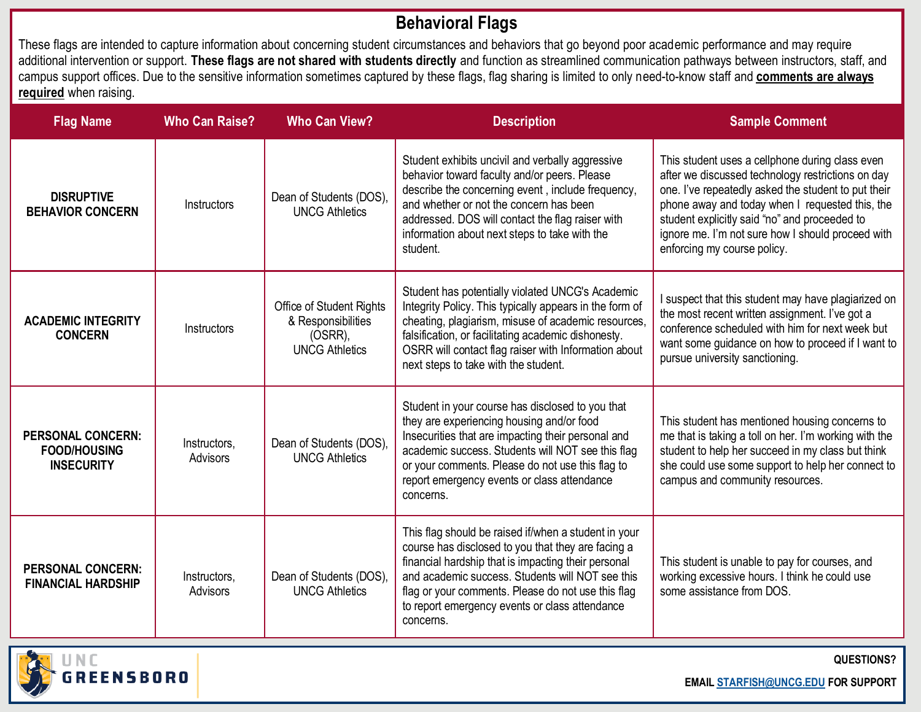# Behavioral Flags

These flags are intended to capture information about concerning student circumstances and behaviors that go beyond poor academic performance and may require additional intervention or support. **These flags are not shared with students directly** and function as streamlined communication pathways between instructors, staff, and campus support offices. Due to the sensitive information sometimes captured by these flags, flag sharing is limited to only need-to-know staff and **comments are always required** when raising.

| Flag Name | Who Can Raise? | Who Can View? | Description | Sample Comment |
|---|---|---|---|---|
| **DISRUPTIVE BEHAVIOR CONCERN** | Instructors | Dean of Students (DOS), UNCG Athletics | Student exhibits uncivil and verbally aggressive behavior toward faculty and/or peers. Please describe the concerning event , include frequency, and whether or not the concern has been addressed. DOS will contact the flag raiser with information about next steps to take with the student. | This student uses a cellphone during class even after we discussed technology restrictions on day one. I've repeatedly asked the student to put their phone away and today when I requested this, the student explicitly said "no" and proceeded to ignore me. I'm not sure how I should proceed with enforcing my course policy. |
| **ACADEMIC INTEGRITY CONCERN** | Instructors | Office of Student Rights & Responsibilities (OSRR), UNCG Athletics | Student has potentially violated UNCG's Academic Integrity Policy. This typically appears in the form of cheating, plagiarism, misuse of academic resources, falsification, or facilitating academic dishonesty. OSRR will contact flag raiser with Information about next steps to take with the student. | I suspect that this student may have plagiarized on the most recent written assignment. I've got a conference scheduled with him for next week but want some guidance on how to proceed if I want to pursue university sanctioning. |
| **PERSONAL CONCERN: FOOD/HOUSING INSECURITY** | Instructors, Advisors | Dean of Students (DOS), UNCG Athletics | Student in your course has disclosed to you that they are experiencing housing and/or food Insecurities that are impacting their personal and academic success. Students will NOT see this flag or your comments. Please do not use this flag to report emergency events or class attendance concerns. | This student has mentioned housing concerns to me that is taking a toll on her. I'm working with the student to help her succeed in my class but think she could use some support to help her connect to campus and community resources. |
| **PERSONAL CONCERN: FINANCIAL HARDSHIP** | Instructors, Advisors | Dean of Students (DOS), UNCG Athletics | This flag should be raised if/when a student in your course has disclosed to you that they are facing a financial hardship that is impacting their personal and academic success. Students will NOT see this flag or your comments. Please do not use this flag to report emergency events or class attendance concerns. | This student is unable to pay for courses, and working excessive hours. I think he could use some assistance from DOS. |

UNC GREENSBORO

**QUESTIONS?**

**EMAIL STARFISH@UNCG.EDU FOR SUPPORT**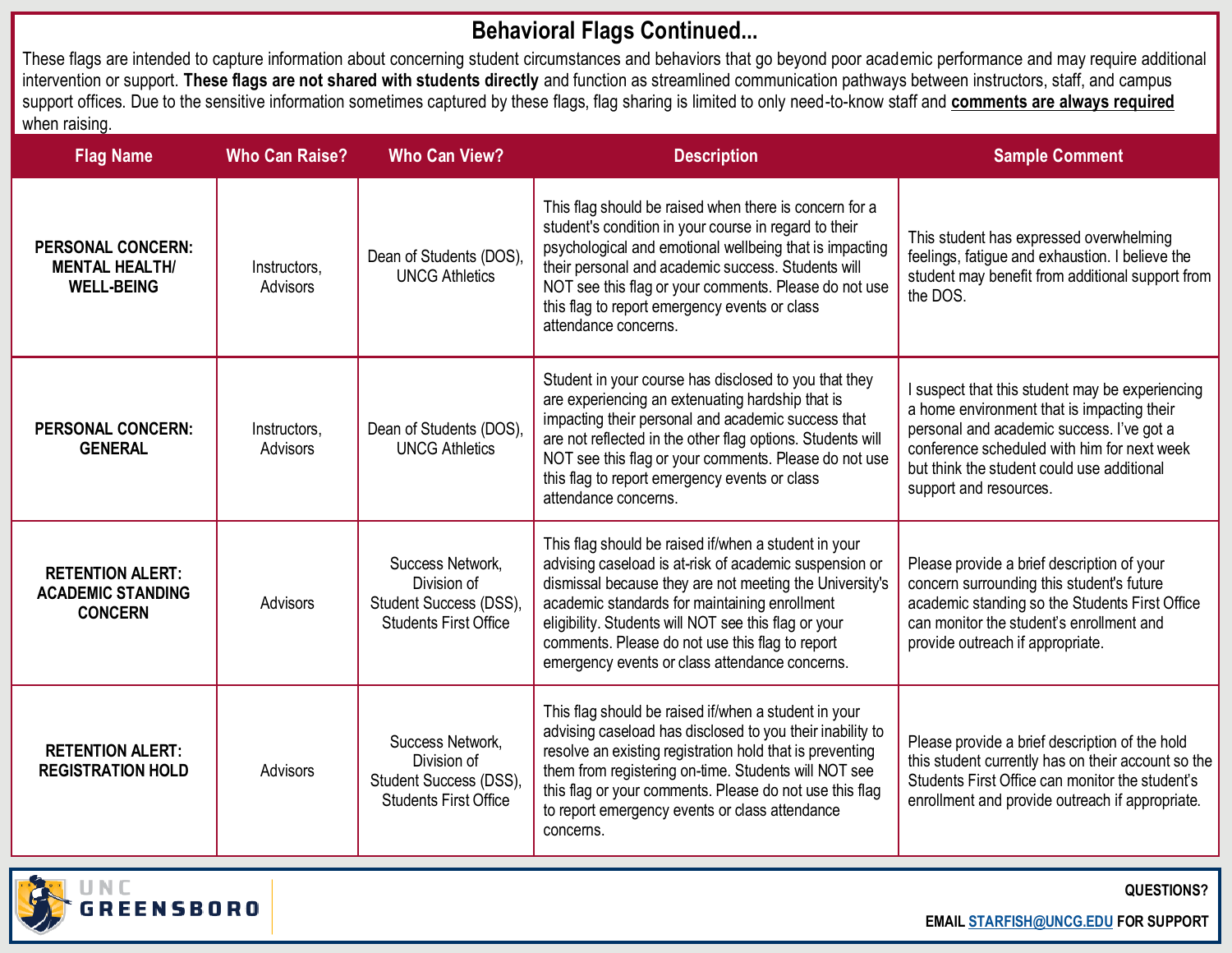# Behavioral Flags Continued...

These flags are intended to capture information about concerning student circumstances and behaviors that go beyond poor academic performance and may require additional intervention or support. **These flags are not shared with students directly** and function as streamlined communication pathways between instructors, staff, and campus support offices. Due to the sensitive information sometimes captured by these flags, flag sharing is limited to only need-to-know staff and **comments are always required** when raising.

| Flag Name | Who Can Raise? | Who Can View? | Description | Sample Comment |
|---|---|---|---|---|
| **PERSONAL CONCERN: MENTAL HEALTH/ WELL-BEING** | Instructors, Advisors | Dean of Students (DOS), UNCG Athletics | This flag should be raised when there is concern for a student's condition in your course in regard to their psychological and emotional wellbeing that is impacting their personal and academic success. Students will NOT see this flag or your comments. Please do not use this flag to report emergency events or class attendance concerns. | This student has expressed overwhelming feelings, fatigue and exhaustion. I believe the student may benefit from additional support from the DOS. |
| **PERSONAL CONCERN: GENERAL** | Instructors, Advisors | Dean of Students (DOS), UNCG Athletics | Student in your course has disclosed to you that they are experiencing an extenuating hardship that is impacting their personal and academic success that are not reflected in the other flag options. Students will NOT see this flag or your comments. Please do not use this flag to report emergency events or class attendance concerns. | I suspect that this student may be experiencing a home environment that is impacting their personal and academic success. I've got a conference scheduled with him for next week but think the student could use additional support and resources. |
| **RETENTION ALERT: ACADEMIC STANDING CONCERN** | Advisors | Success Network, Division of Student Success (DSS), Students First Office | This flag should be raised if/when a student in your advising caseload is at-risk of academic suspension or dismissal because they are not meeting the University's academic standards for maintaining enrollment eligibility. Students will NOT see this flag or your comments. Please do not use this flag to report emergency events or class attendance concerns. | Please provide a brief description of your concern surrounding this student's future academic standing so the Students First Office can monitor the student's enrollment and provide outreach if appropriate. |
| **RETENTION ALERT: REGISTRATION HOLD** | Advisors | Success Network, Division of Student Success (DSS), Students First Office | This flag should be raised if/when a student in your advising caseload has disclosed to you their inability to resolve an existing registration hold that is preventing them from registering on-time. Students will NOT see this flag or your comments. Please do not use this flag to report emergency events or class attendance concerns. | Please provide a brief description of the hold this student currently has on their account so the Students First Office can monitor the student's enrollment and provide outreach if appropriate. |

UNC GREENSBORO

QUESTIONS?

EMAIL STARFISH@UNCG.EDU FOR SUPPORT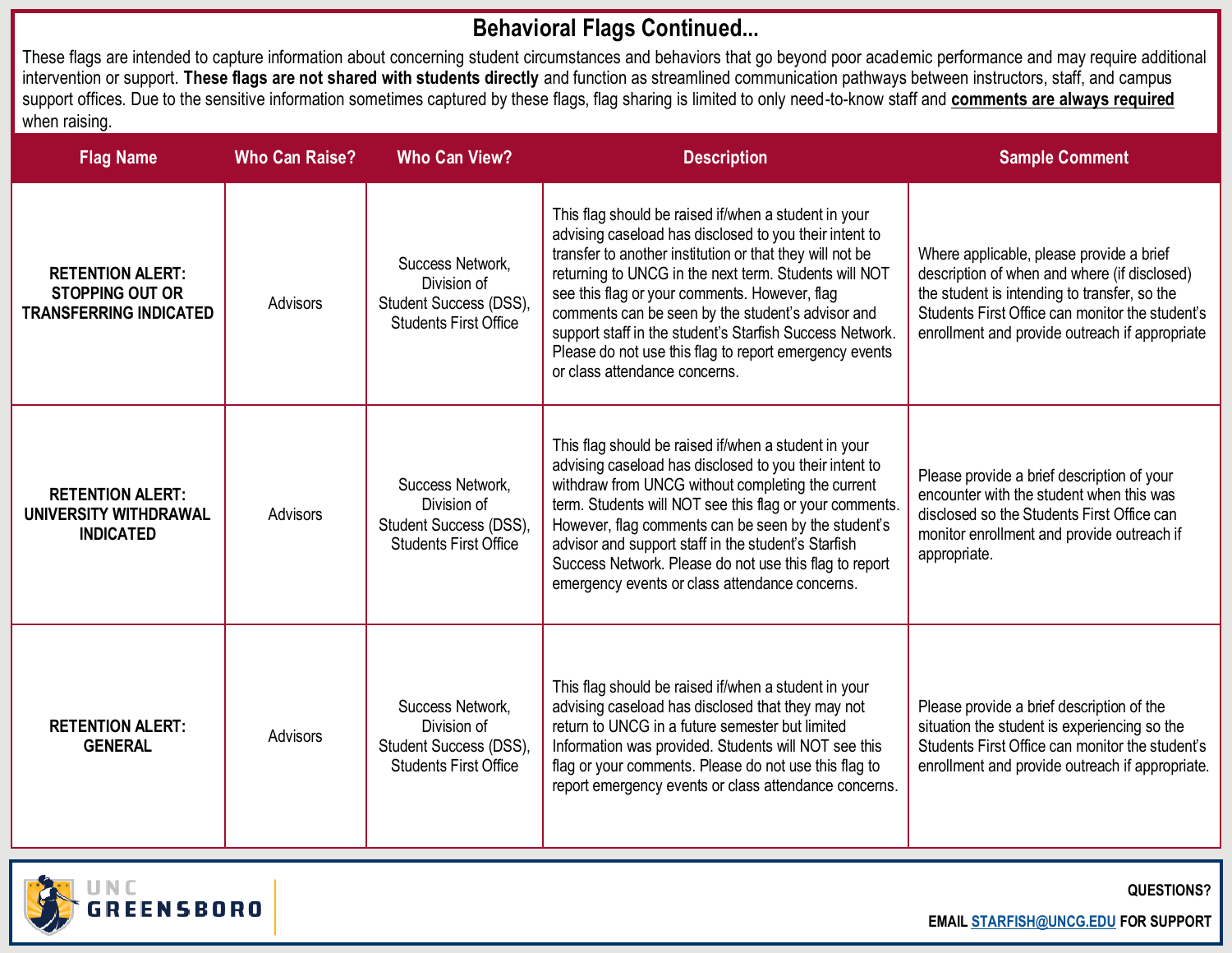# Behavioral Flags Continued...

These flags are intended to capture information about concerning student circumstances and behaviors that go beyond poor academic performance and may require additional intervention or support. **These flags are not shared with students directly** and function as streamlined communication pathways between instructors, staff, and campus support offices. Due to the sensitive information sometimes captured by these flags, flag sharing is limited to only need-to-know staff and **comments are always required** when raising.

| Flag Name | Who Can Raise? | Who Can View? | Description | Sample Comment |
|---|---|---|---|---|
| **RETENTION ALERT: STOPPING OUT OR TRANSFERRING INDICATED** | Advisors | Success Network, Division of Student Success (DSS), Students First Office | This flag should be raised if/when a student in your advising caseload has disclosed to you their intent to transfer to another institution or that they will not be returning to UNCG in the next term. Students will NOT see this flag or your comments. However, flag comments can be seen by the student's advisor and support staff in the student's Starfish Success Network. Please do not use this flag to report emergency events or class attendance concerns. | Where applicable, please provide a brief description of when and where (if disclosed) the student is intending to transfer, so the Students First Office can monitor the student's enrollment and provide outreach if appropriate |
| **RETENTION ALERT: UNIVERSITY WITHDRAWAL INDICATED** | Advisors | Success Network, Division of Student Success (DSS), Students First Office | This flag should be raised if/when a student in your advising caseload has disclosed to you their intent to withdraw from UNCG without completing the current term. Students will NOT see this flag or your comments. However, flag comments can be seen by the student's advisor and support staff in the student's Starfish Success Network. Please do not use this flag to report emergency events or class attendance concerns. | Please provide a brief description of your encounter with the student when this was disclosed so the Students First Office can monitor enrollment and provide outreach if appropriate. |
| **RETENTION ALERT: GENERAL** | Advisors | Success Network, Division of Student Success (DSS), Students First Office | This flag should be raised if/when a student in your advising caseload has disclosed that they may not return to UNCG in a future semester but limited Information was provided. Students will NOT see this flag or your comments. Please do not use this flag to report emergency events or class attendance concerns. | Please provide a brief description of the situation the student is experiencing so the Students First Office can monitor the student's enrollment and provide outreach if appropriate. |

UNC GREENSBORO

**QUESTIONS?**

**EMAIL STARFISH@UNCG.EDU FOR SUPPORT**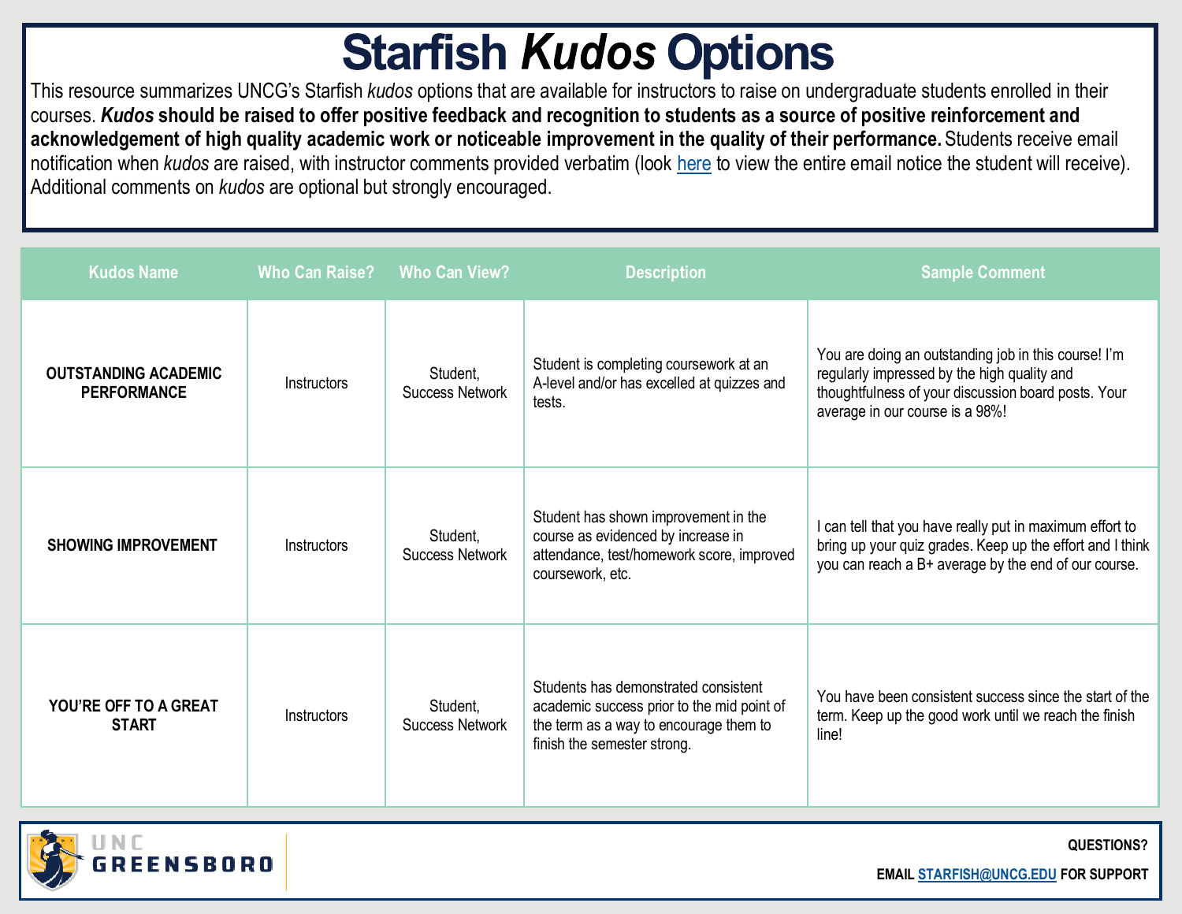# Starfish *Kudos* Options

This resource summarizes UNCG's Starfish *kudos* options that are available for instructors to raise on undergraduate students enrolled in their courses. ***Kudos* should be raised to offer positive feedback and recognition to students as a source of positive reinforcement and acknowledgement of high quality academic work or noticeable improvement in the quality of their performance.** Students receive email notification when *kudos* are raised, with instructor comments provided verbatim (look [here]() to view the entire email notice the student will receive). Additional comments on *kudos* are optional but strongly encouraged.

| Kudos Name | Who Can Raise? | Who Can View? | Description | Sample Comment |
| --- | --- | --- | --- | --- |
| **OUTSTANDING ACADEMIC PERFORMANCE** | Instructors | Student, Success Network | Student is completing coursework at an A-level and/or has excelled at quizzes and tests. | You are doing an outstanding job in this course! I'm regularly impressed by the high quality and thoughtfulness of your discussion board posts. Your average in our course is a 98%! |
| **SHOWING IMPROVEMENT** | Instructors | Student, Success Network | Student has shown improvement in the course as evidenced by increase in attendance, test/homework score, improved coursework, etc. | I can tell that you have really put in maximum effort to bring up your quiz grades. Keep up the effort and I think you can reach a B+ average by the end of our course. |
| **YOU'RE OFF TO A GREAT START** | Instructors | Student, Success Network | Students has demonstrated consistent academic success prior to the mid point of the term as a way to encourage them to finish the semester strong. | You have been consistent success since the start of the term. Keep up the good work until we reach the finish line! |

UNC GREENSBORO

**QUESTIONS?**

**EMAIL [STARFISH@UNCG.EDU](mailto:STARFISH@UNCG.EDU) FOR SUPPORT**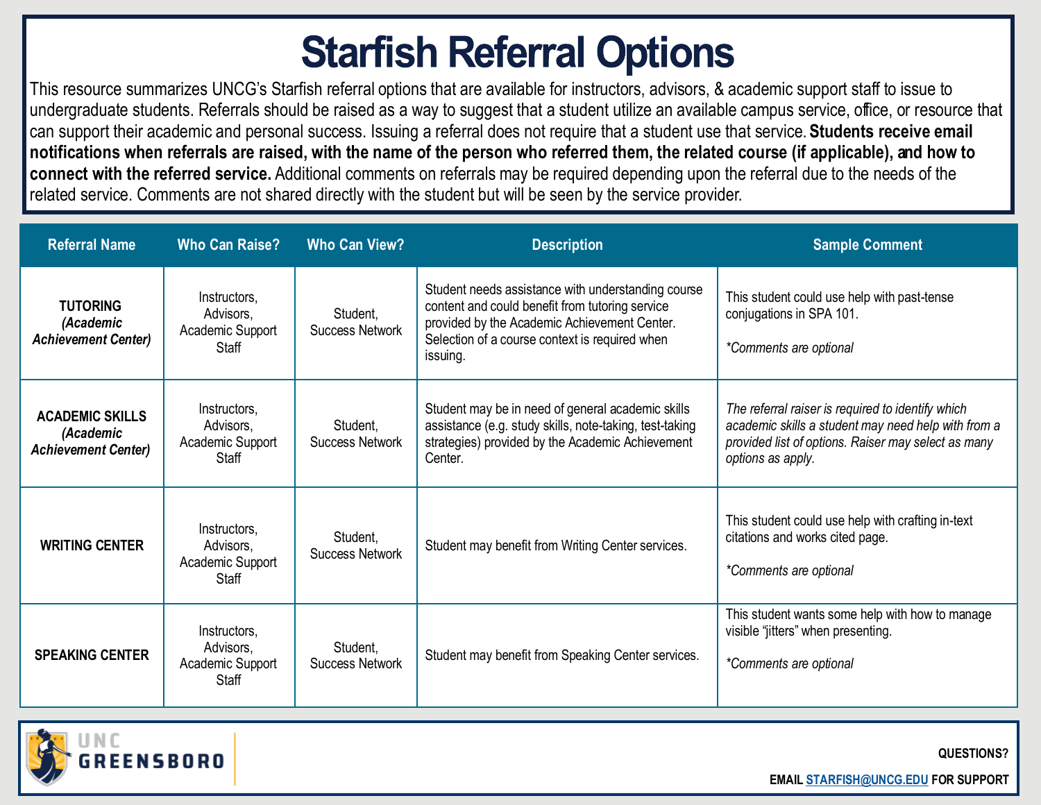# Starfish Referral Options

This resource summarizes UNCG's Starfish referral options that are available for instructors, advisors, & academic support staff to issue to undergraduate students. Referrals should be raised as a way to suggest that a student utilize an available campus service, office, or resource that can support their academic and personal success. Issuing a referral does not require that a student use that service. **Students receive email notifications when referrals are raised, with the name of the person who referred them, the related course (if applicable), and how to connect with the referred service.** Additional comments on referrals may be required depending upon the referral due to the needs of the related service. Comments are not shared directly with the student but will be seen by the service provider.

| Referral Name | Who Can Raise? | Who Can View? | Description | Sample Comment |
|---|---|---|---|---|
| **TUTORING** ***(Academic Achievement Center)*** | Instructors, Advisors, Academic Support Staff | Student, Success Network | Student needs assistance with understanding course content and could benefit from tutoring service provided by the Academic Achievement Center. Selection of a course context is required when issuing. | This student could use help with past-tense conjugations in SPA 101. *\*Comments are optional* |
| **ACADEMIC SKILLS** ***(Academic Achievement Center)*** | Instructors, Advisors, Academic Support Staff | Student, Success Network | Student may be in need of general academic skills assistance (e.g. study skills, note-taking, test-taking strategies) provided by the Academic Achievement Center. | *The referral raiser is required to identify which academic skills a student may need help with from a provided list of options. Raiser may select as many options as apply.* |
| **WRITING CENTER** | Instructors, Advisors, Academic Support Staff | Student, Success Network | Student may benefit from Writing Center services. | This student could use help with crafting in-text citations and works cited page. *\*Comments are optional* |
| **SPEAKING CENTER** | Instructors, Advisors, Academic Support Staff | Student, Success Network | Student may benefit from Speaking Center services. | This student wants some help with how to manage visible "jitters" when presenting. *\*Comments are optional* |

UNC GREENSBORO

**QUESTIONS?**

**EMAIL STARFISH@UNCG.EDU FOR SUPPORT**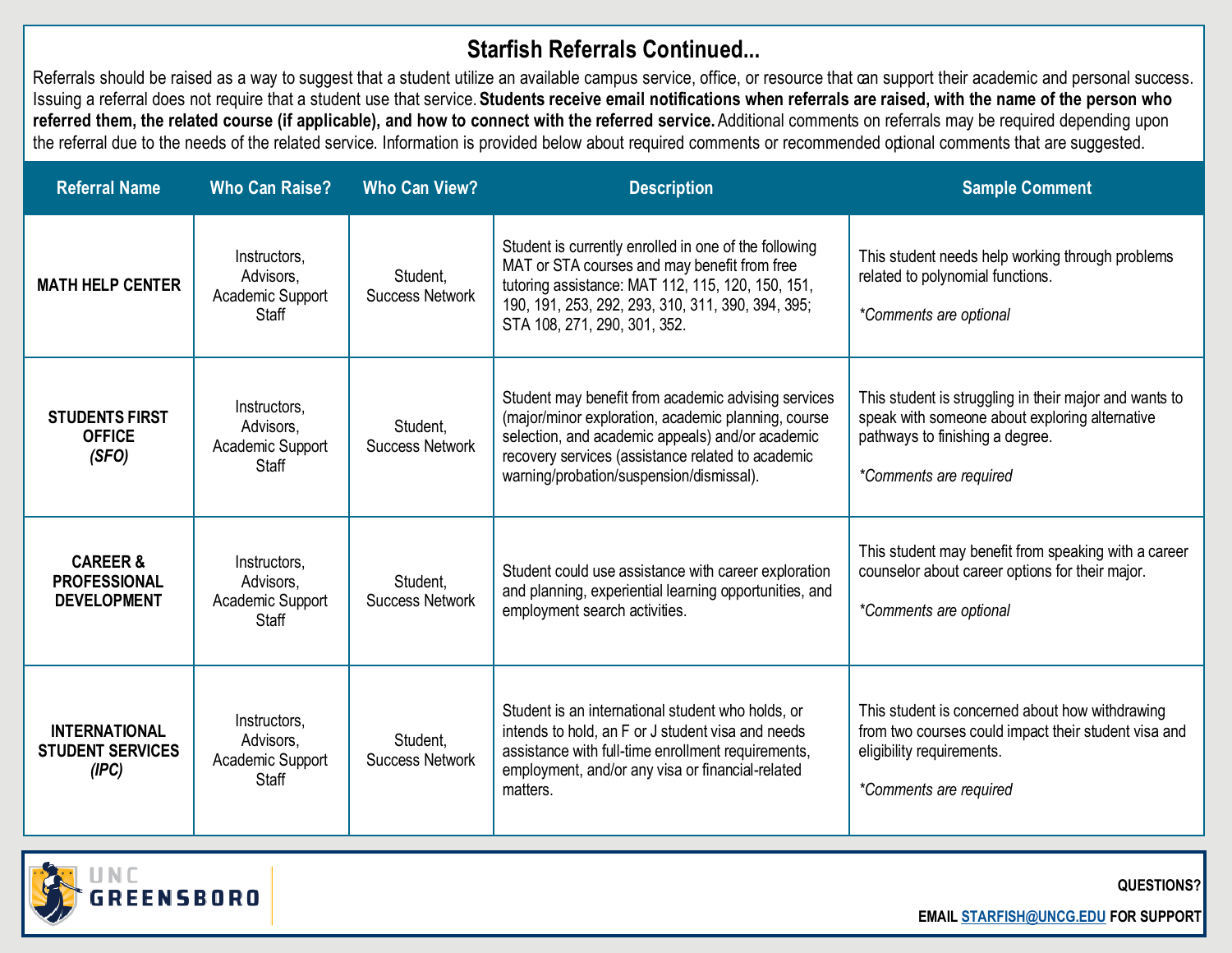# Starfish Referrals Continued...

Referrals should be raised as a way to suggest that a student utilize an available campus service, office, or resource that can support their academic and personal success. Issuing a referral does not require that a student use that service. **Students receive email notifications when referrals are raised, with the name of the person who referred them, the related course (if applicable), and how to connect with the referred service.** Additional comments on referrals may be required depending upon the referral due to the needs of the related service. Information is provided below about required comments or recommended optional comments that are suggested.

| Referral Name | Who Can Raise? | Who Can View? | Description | Sample Comment |
| --- | --- | --- | --- | --- |
| **MATH HELP CENTER** | Instructors, Advisors, Academic Support Staff | Student, Success Network | Student is currently enrolled in one of the following MAT or STA courses and may benefit from free tutoring assistance: MAT 112, 115, 120, 150, 151, 190, 191, 253, 292, 293, 310, 311, 390, 394, 395; STA 108, 271, 290, 301, 352. | This student needs help working through problems related to polynomial functions.<br><br>*\*Comments are optional* |
| **STUDENTS FIRST OFFICE *(SFO)*** | Instructors, Advisors, Academic Support Staff | Student, Success Network | Student may benefit from academic advising services (major/minor exploration, academic planning, course selection, and academic appeals) and/or academic recovery services (assistance related to academic warning/probation/suspension/dismissal). | This student is struggling in their major and wants to speak with someone about exploring alternative pathways to finishing a degree.<br><br>*\*Comments are required* |
| **CAREER & PROFESSIONAL DEVELOPMENT** | Instructors, Advisors, Academic Support Staff | Student, Success Network | Student could use assistance with career exploration and planning, experiential learning opportunities, and employment search activities. | This student may benefit from speaking with a career counselor about career options for their major.<br><br>*\*Comments are optional* |
| **INTERNATIONAL STUDENT SERVICES *(IPC)*** | Instructors, Advisors, Academic Support Staff | Student, Success Network | Student is an international student who holds, or intends to hold, an F or J student visa and needs assistance with full-time enrollment requirements, employment, and/or any visa or financial-related matters. | This student is concerned about how withdrawing from two courses could impact their student visa and eligibility requirements.<br><br>*\*Comments are required* |

UNC GREENSBORO

**QUESTIONS?**

**EMAIL STARFISH@UNCG.EDU FOR SUPPORT**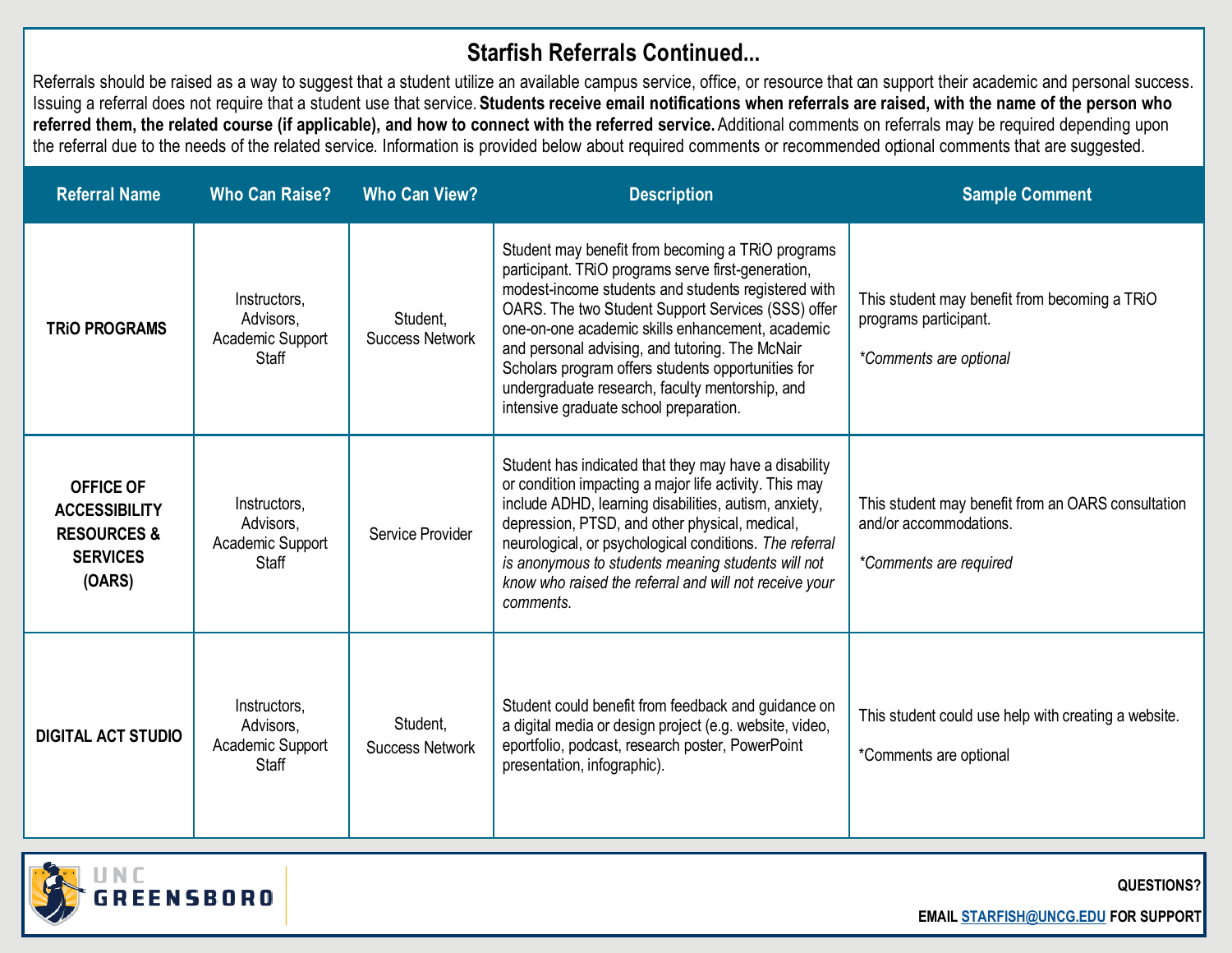## Starfish Referrals Continued...

Referrals should be raised as a way to suggest that a student utilize an available campus service, office, or resource that can support their academic and personal success. Issuing a referral does not require that a student use that service. **Students receive email notifications when referrals are raised, with the name of the person who referred them, the related course (if applicable), and how to connect with the referred service.** Additional comments on referrals may be required depending upon the referral due to the needs of the related service. Information is provided below about required comments or recommended optional comments that are suggested.

| Referral Name | Who Can Raise? | Who Can View? | Description | Sample Comment |
|---|---|---|---|---|
| **TRiO PROGRAMS** | Instructors, Advisors, Academic Support Staff | Student, Success Network | Student may benefit from becoming a TRiO programs participant. TRiO programs serve first-generation, modest-income students and students registered with OARS. The two Student Support Services (SSS) offer one-on-one academic skills enhancement, academic and personal advising, and tutoring. The McNair Scholars program offers students opportunities for undergraduate research, faculty mentorship, and intensive graduate school preparation. | This student may benefit from becoming a TRiO programs participant. *\*Comments are optional* |
| **OFFICE OF ACCESSIBILITY RESOURCES & SERVICES (OARS)** | Instructors, Advisors, Academic Support Staff | Service Provider | Student has indicated that they may have a disability or condition impacting a major life activity. This may include ADHD, learning disabilities, autism, anxiety, depression, PTSD, and other physical, medical, neurological, or psychological conditions. *The referral is anonymous to students meaning students will not know who raised the referral and will not receive your comments.* | This student may benefit from an OARS consultation and/or accommodations. *\*Comments are required* |
| **DIGITAL ACT STUDIO** | Instructors, Advisors, Academic Support Staff | Student, Success Network | Student could benefit from feedback and guidance on a digital media or design project (e.g. website, video, eportfolio, podcast, research poster, PowerPoint presentation, infographic). | This student could use help with creating a website. *Comments are optional |

UNC GREENSBORO

**QUESTIONS?**

**EMAIL [STARFISH@UNCG.EDU](mailto:STARFISH@UNCG.EDU) FOR SUPPORT**